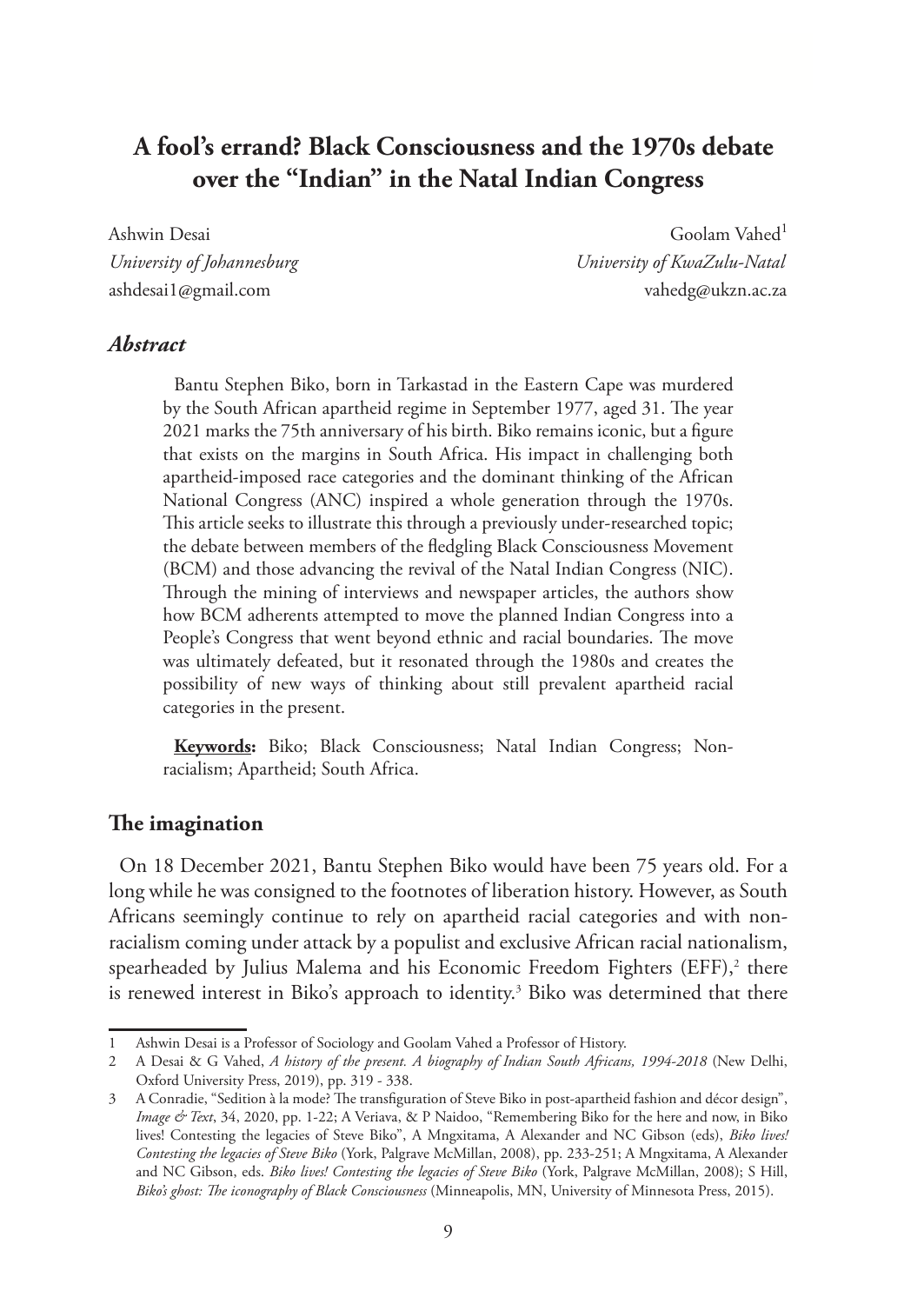# A fool's errand? Black Consciousness and the 1970s debate over the "Indian" in the Natal Indian Congress

Ashwin Desai
*University of Johannesburg*
ashdesai1@gmail.com

Goolam Vahed[1]
*University of KwaZulu-Natal*
vahedg@ukzn.ac.za

### *Abstract*

Bantu Stephen Biko, born in Tarkastad in the Eastern Cape was murdered by the South African apartheid regime in September 1977, aged 31. The year 2021 marks the 75th anniversary of his birth. Biko remains iconic, but a figure that exists on the margins in South Africa. His impact in challenging both apartheid-imposed race categories and the dominant thinking of the African National Congress (ANC) inspired a whole generation through the 1970s. This article seeks to illustrate this through a previously under-researched topic; the debate between members of the fledgling Black Consciousness Movement (BCM) and those advancing the revival of the Natal Indian Congress (NIC). Through the mining of interviews and newspaper articles, the authors show how BCM adherents attempted to move the planned Indian Congress into a People's Congress that went beyond ethnic and racial boundaries. The move was ultimately defeated, but it resonated through the 1980s and creates the possibility of new ways of thinking about still prevalent apartheid racial categories in the present.

**Keywords:** Biko; Black Consciousness; Natal Indian Congress; Non-racialism; Apartheid; South Africa.

## The imagination

On 18 December 2021, Bantu Stephen Biko would have been 75 years old. For a long while he was consigned to the footnotes of liberation history. However, as South Africans seemingly continue to rely on apartheid racial categories and with non-racialism coming under attack by a populist and exclusive African racial nationalism, spearheaded by Julius Malema and his Economic Freedom Fighters (EFF),[2] there is renewed interest in Biko's approach to identity.[3] Biko was determined that there

---

1 Ashwin Desai is a Professor of Sociology and Goolam Vahed a Professor of History.

2 A Desai & G Vahed, *A history of the present. A biography of Indian South Africans, 1994-2018* (New Delhi, Oxford University Press, 2019), pp. 319 - 338.

3 A Conradie, "Sedition à la mode? The transfiguration of Steve Biko in post-apartheid fashion and décor design", *Image & Text*, 34, 2020, pp. 1-22; A Veriava, & P Naidoo, "Remembering Biko for the here and now, in Biko lives! Contesting the legacies of Steve Biko", A Mngxitama, A Alexander and NC Gibson (eds), *Biko lives! Contesting the legacies of Steve Biko* (York, Palgrave McMillan, 2008), pp. 233-251; A Mngxitama, A Alexander and NC Gibson, eds. *Biko lives! Contesting the legacies of Steve Biko* (York, Palgrave McMillan, 2008); S Hill, *Biko's ghost: The iconography of Black Consciousness* (Minneapolis, MN, University of Minnesota Press, 2015).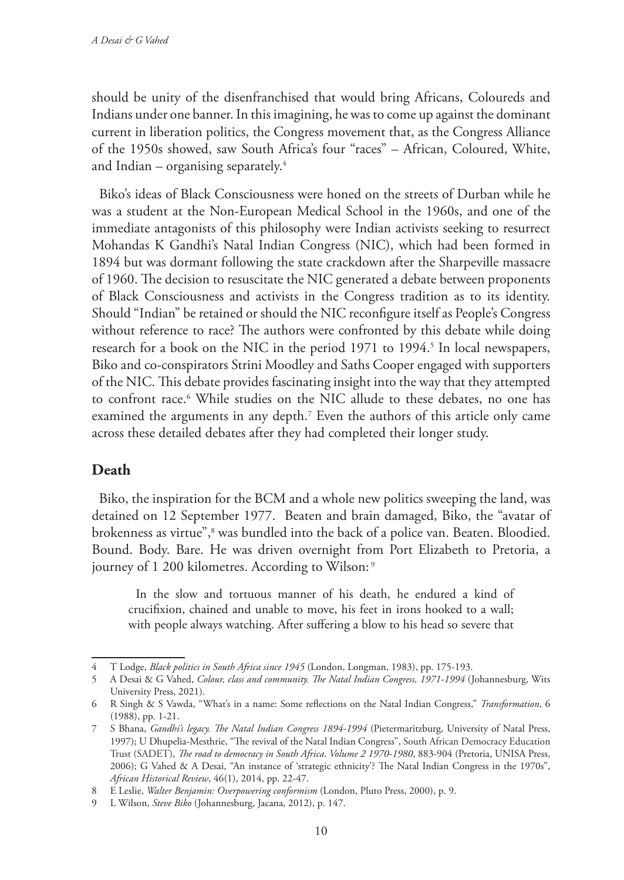should be unity of the disenfranchised that would bring Africans, Coloureds and Indians under one banner. In this imagining, he was to come up against the dominant current in liberation politics, the Congress movement that, as the Congress Alliance of the 1950s showed, saw South Africa's four "races" – African, Coloured, White, and Indian – organising separately.[4]

Biko's ideas of Black Consciousness were honed on the streets of Durban while he was a student at the Non-European Medical School in the 1960s, and one of the immediate antagonists of this philosophy were Indian activists seeking to resurrect Mohandas K Gandhi's Natal Indian Congress (NIC), which had been formed in 1894 but was dormant following the state crackdown after the Sharpeville massacre of 1960. The decision to resuscitate the NIC generated a debate between proponents of Black Consciousness and activists in the Congress tradition as to its identity. Should "Indian" be retained or should the NIC reconfigure itself as People's Congress without reference to race? The authors were confronted by this debate while doing research for a book on the NIC in the period 1971 to 1994.[5] In local newspapers, Biko and co-conspirators Strini Moodley and Saths Cooper engaged with supporters of the NIC. This debate provides fascinating insight into the way that they attempted to confront race.[6] While studies on the NIC allude to these debates, no one has examined the arguments in any depth.[7] Even the authors of this article only came across these detailed debates after they had completed their longer study.

## Death

Biko, the inspiration for the BCM and a whole new politics sweeping the land, was detained on 12 September 1977. Beaten and brain damaged, Biko, the "avatar of brokenness as virtue",[8] was bundled into the back of a police van. Beaten. Bloodied. Bound. Body. Bare. He was driven overnight from Port Elizabeth to Pretoria, a journey of 1 200 kilometres. According to Wilson:[9]

> In the slow and tortuous manner of his death, he endured a kind of crucifixion, chained and unable to move, his feet in irons hooked to a wall; with people always watching. After suffering a blow to his head so severe that

---

4 T Lodge, *Black politics in South Africa since 1945* (London, Longman, 1983), pp. 175-193.

5 A Desai & G Vahed, *Colour, class and community. The Natal Indian Congress, 1971-1994* (Johannesburg, Wits University Press, 2021).

6 R Singh & S Vawda, "What's in a name: Some reflections on the Natal Indian Congress," *Transformation*, 6 (1988), pp. 1-21.

7 S Bhana, *Gandhi's legacy. The Natal Indian Congress 1894-1994* (Pietermaritzburg, University of Natal Press, 1997); U Dhupelia-Mesthrie, "The revival of the Natal Indian Congress", South African Democracy Education Trust (SADET), *The road to democracy in South Africa. Volume 2 1970-1980*, 883-904 (Pretoria, UNISA Press, 2006); G Vahed & A Desai, "An instance of 'strategic ethnicity'? The Natal Indian Congress in the 1970s", *African Historical Review*, 46(1), 2014, pp. 22-47.

8 E Leslie, *Walter Benjamin: Overpowering conformism* (London, Pluto Press, 2000), p. 9.

9 L Wilson, *Steve Biko* (Johannesburg, Jacana, 2012), p. 147.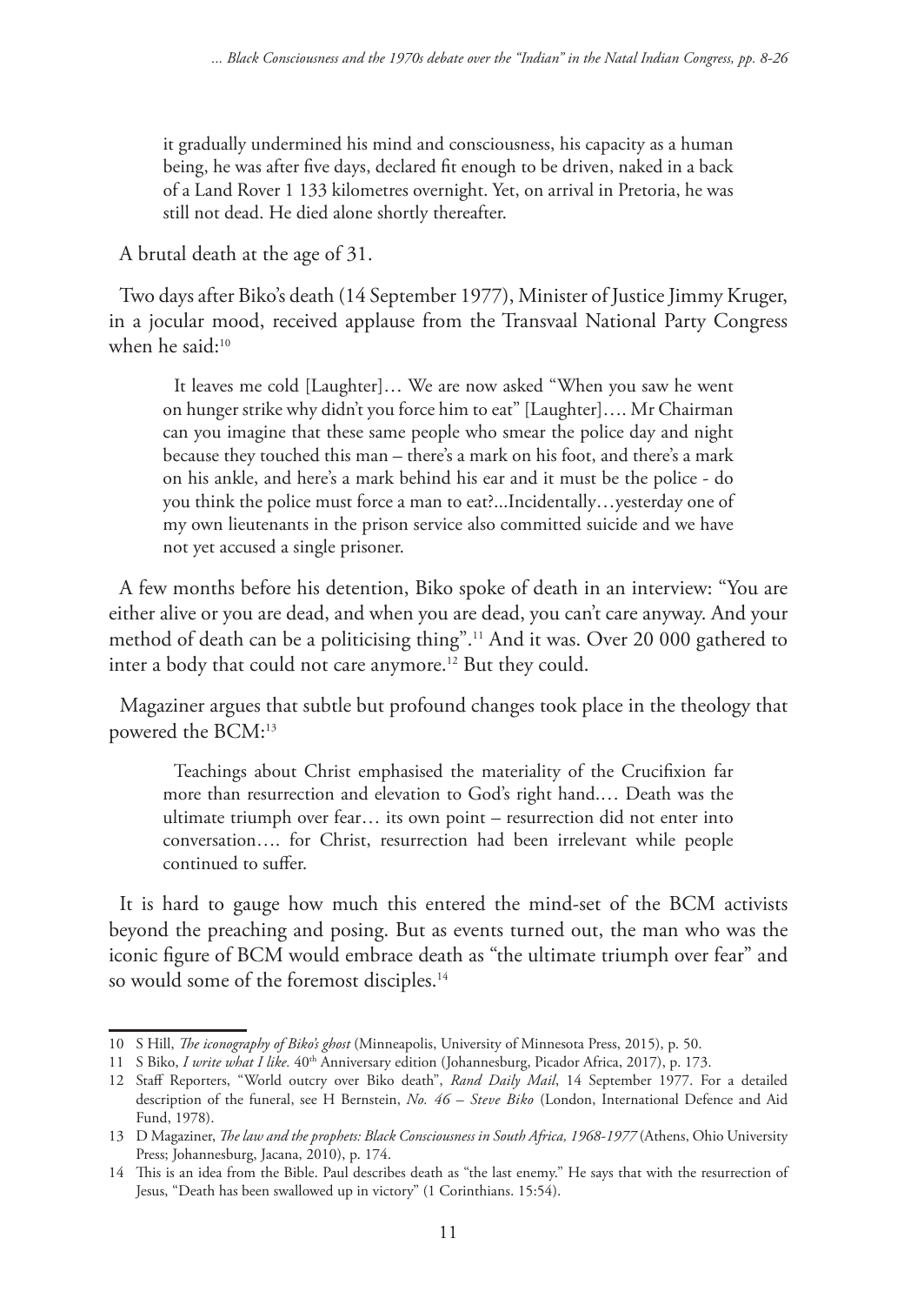> it gradually undermined his mind and consciousness, his capacity as a human being, he was after five days, declared fit enough to be driven, naked in a back of a Land Rover 1 133 kilometres overnight. Yet, on arrival in Pretoria, he was still not dead. He died alone shortly thereafter.

A brutal death at the age of 31.

Two days after Biko's death (14 September 1977), Minister of Justice Jimmy Kruger, in a jocular mood, received applause from the Transvaal National Party Congress when he said:[10]

> It leaves me cold [Laughter]… We are now asked "When you saw he went on hunger strike why didn't you force him to eat" [Laughter]…. Mr Chairman can you imagine that these same people who smear the police day and night because they touched this man – there's a mark on his foot, and there's a mark on his ankle, and here's a mark behind his ear and it must be the police - do you think the police must force a man to eat?...Incidentally…yesterday one of my own lieutenants in the prison service also committed suicide and we have not yet accused a single prisoner.

A few months before his detention, Biko spoke of death in an interview: "You are either alive or you are dead, and when you are dead, you can't care anyway. And your method of death can be a politicising thing".[11] And it was. Over 20 000 gathered to inter a body that could not care anymore.[12] But they could.

Magaziner argues that subtle but profound changes took place in the theology that powered the BCM:[13]

> Teachings about Christ emphasised the materiality of the Crucifixion far more than resurrection and elevation to God's right hand.… Death was the ultimate triumph over fear… its own point – resurrection did not enter into conversation…. for Christ, resurrection had been irrelevant while people continued to suffer.

It is hard to gauge how much this entered the mind-set of the BCM activists beyond the preaching and posing. But as events turned out, the man who was the iconic figure of BCM would embrace death as "the ultimate triumph over fear" and so would some of the foremost disciples.[14]

---

10 S Hill, *The iconography of Biko's ghost* (Minneapolis, University of Minnesota Press, 2015), p. 50.

11 S Biko, *I write what I like*. 40th Anniversary edition (Johannesburg, Picador Africa, 2017), p. 173.

12 Staff Reporters, "World outcry over Biko death", *Rand Daily Mail*, 14 September 1977. For a detailed description of the funeral, see H Bernstein, *No. 46 – Steve Biko* (London, International Defence and Aid Fund, 1978).

13 D Magaziner, *The law and the prophets: Black Consciousness in South Africa, 1968-1977* (Athens, Ohio University Press; Johannesburg, Jacana, 2010), p. 174.

14 This is an idea from the Bible. Paul describes death as "the last enemy." He says that with the resurrection of Jesus, "Death has been swallowed up in victory" (1 Corinthians. 15:54).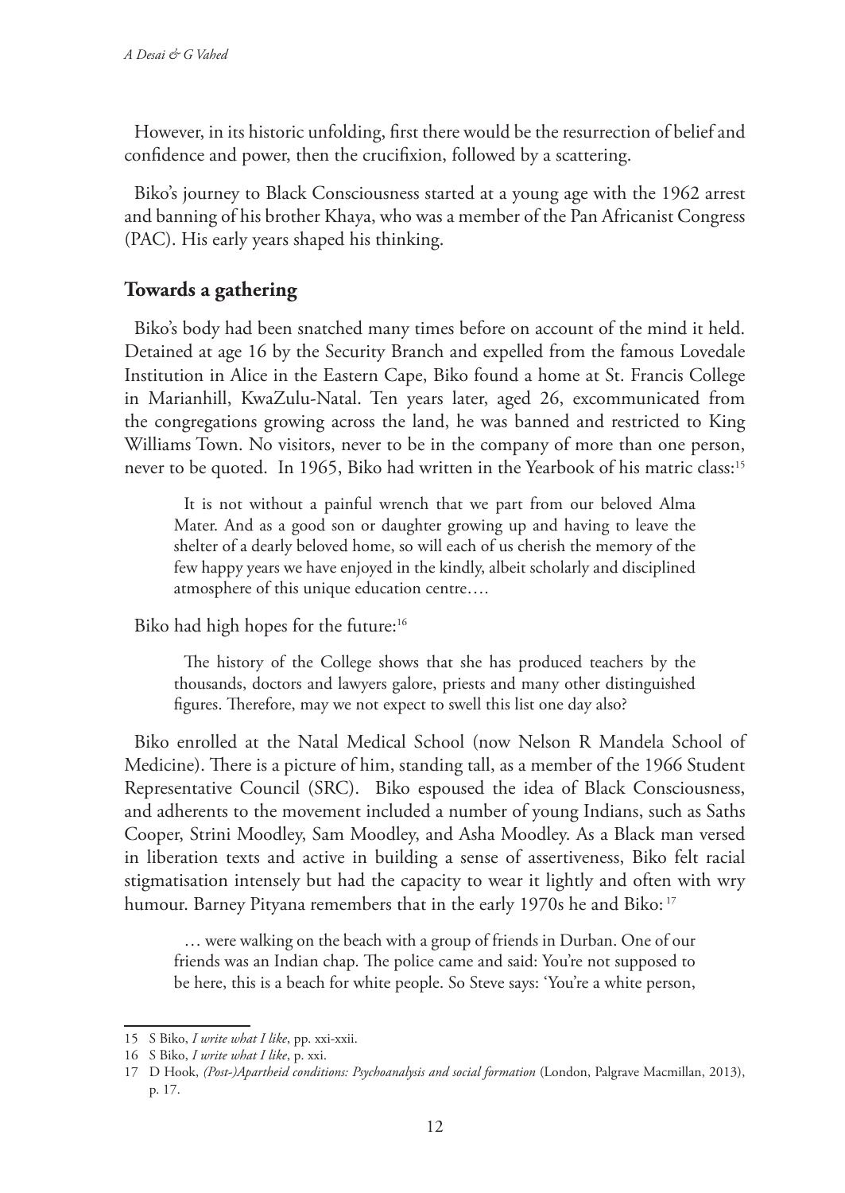However, in its historic unfolding, first there would be the resurrection of belief and confidence and power, then the crucifixion, followed by a scattering.

Biko's journey to Black Consciousness started at a young age with the 1962 arrest and banning of his brother Khaya, who was a member of the Pan Africanist Congress (PAC). His early years shaped his thinking.

## Towards a gathering

Biko's body had been snatched many times before on account of the mind it held. Detained at age 16 by the Security Branch and expelled from the famous Lovedale Institution in Alice in the Eastern Cape, Biko found a home at St. Francis College in Marianhill, KwaZulu-Natal. Ten years later, aged 26, excommunicated from the congregations growing across the land, he was banned and restricted to King Williams Town. No visitors, never to be in the company of more than one person, never to be quoted. In 1965, Biko had written in the Yearbook of his matric class:[15]

> It is not without a painful wrench that we part from our beloved Alma Mater. And as a good son or daughter growing up and having to leave the shelter of a dearly beloved home, so will each of us cherish the memory of the few happy years we have enjoyed in the kindly, albeit scholarly and disciplined atmosphere of this unique education centre….

Biko had high hopes for the future:[16]

> The history of the College shows that she has produced teachers by the thousands, doctors and lawyers galore, priests and many other distinguished figures. Therefore, may we not expect to swell this list one day also?

Biko enrolled at the Natal Medical School (now Nelson R Mandela School of Medicine). There is a picture of him, standing tall, as a member of the 1966 Student Representative Council (SRC). Biko espoused the idea of Black Consciousness, and adherents to the movement included a number of young Indians, such as Saths Cooper, Strini Moodley, Sam Moodley, and Asha Moodley. As a Black man versed in liberation texts and active in building a sense of assertiveness, Biko felt racial stigmatisation intensely but had the capacity to wear it lightly and often with wry humour. Barney Pityana remembers that in the early 1970s he and Biko:[17]

> … were walking on the beach with a group of friends in Durban. One of our friends was an Indian chap. The police came and said: You're not supposed to be here, this is a beach for white people. So Steve says: 'You're a white person,

---

15 S Biko, *I write what I like*, pp. xxi-xxii.

16 S Biko, *I write what I like*, p. xxi.

17 D Hook, *(Post-)Apartheid conditions: Psychoanalysis and social formation* (London, Palgrave Macmillan, 2013), p. 17.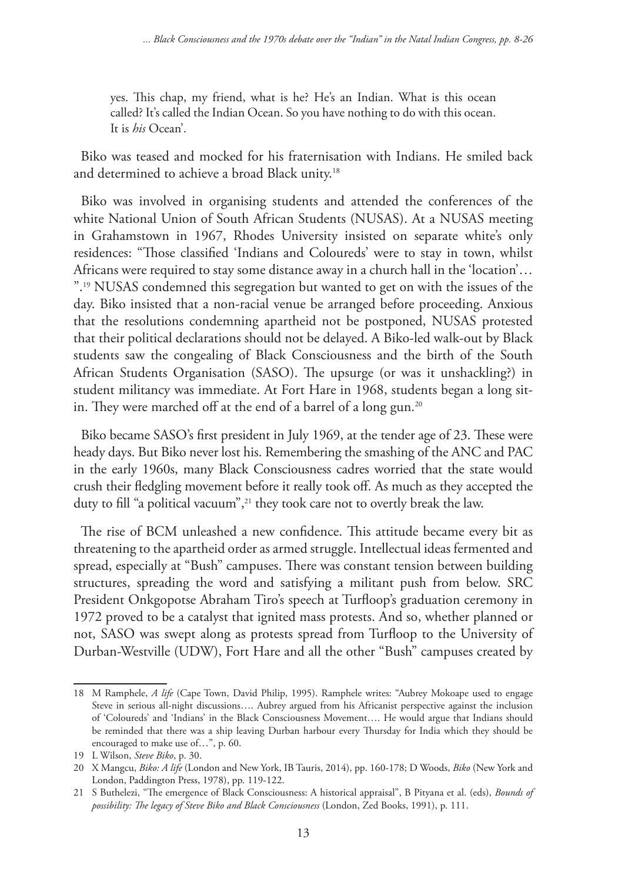yes. This chap, my friend, what is he? He's an Indian. What is this ocean called? It's called the Indian Ocean. So you have nothing to do with this ocean. It is *his* Ocean'.

Biko was teased and mocked for his fraternisation with Indians. He smiled back and determined to achieve a broad Black unity.[18]

Biko was involved in organising students and attended the conferences of the white National Union of South African Students (NUSAS). At a NUSAS meeting in Grahamstown in 1967, Rhodes University insisted on separate white's only residences: "Those classified 'Indians and Coloureds' were to stay in town, whilst Africans were required to stay some distance away in a church hall in the 'location'… ".[19] NUSAS condemned this segregation but wanted to get on with the issues of the day. Biko insisted that a non-racial venue be arranged before proceeding. Anxious that the resolutions condemning apartheid not be postponed, NUSAS protested that their political declarations should not be delayed. A Biko-led walk-out by Black students saw the congealing of Black Consciousness and the birth of the South African Students Organisation (SASO). The upsurge (or was it unshackling?) in student militancy was immediate. At Fort Hare in 1968, students began a long sit-in. They were marched off at the end of a barrel of a long gun.[20]

Biko became SASO's first president in July 1969, at the tender age of 23. These were heady days. But Biko never lost his. Remembering the smashing of the ANC and PAC in the early 1960s, many Black Consciousness cadres worried that the state would crush their fledgling movement before it really took off. As much as they accepted the duty to fill "a political vacuum",[21] they took care not to overtly break the law.

The rise of BCM unleashed a new confidence. This attitude became every bit as threatening to the apartheid order as armed struggle. Intellectual ideas fermented and spread, especially at "Bush" campuses. There was constant tension between building structures, spreading the word and satisfying a militant push from below. SRC President Onkgopotse Abraham Tiro's speech at Turfloop's graduation ceremony in 1972 proved to be a catalyst that ignited mass protests. And so, whether planned or not, SASO was swept along as protests spread from Turfloop to the University of Durban-Westville (UDW), Fort Hare and all the other "Bush" campuses created by

---

18 M Ramphele, *A life* (Cape Town, David Philip, 1995). Ramphele writes: "Aubrey Mokoape used to engage Steve in serious all-night discussions…. Aubrey argued from his Africanist perspective against the inclusion of 'Coloureds' and 'Indians' in the Black Consciousness Movement…. He would argue that Indians should be reminded that there was a ship leaving Durban harbour every Thursday for India which they should be encouraged to make use of…", p. 60.

19 L Wilson, *Steve Biko*, p. 30.

20 X Mangcu, *Biko: A life* (London and New York, IB Tauris, 2014), pp. 160-178; D Woods, *Biko* (New York and London, Paddington Press, 1978), pp. 119-122.

21 S Buthelezi, "The emergence of Black Consciousness: A historical appraisal", B Pityana et al. (eds), *Bounds of possibility: The legacy of Steve Biko and Black Consciousness* (London, Zed Books, 1991), p. 111.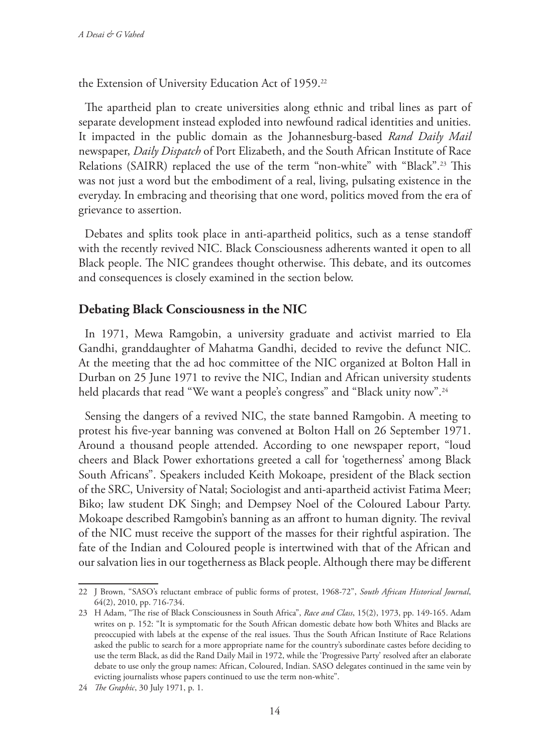the Extension of University Education Act of 1959.[22]

The apartheid plan to create universities along ethnic and tribal lines as part of separate development instead exploded into newfound radical identities and unities. It impacted in the public domain as the Johannesburg-based *Rand Daily Mail* newspaper, *Daily Dispatch* of Port Elizabeth, and the South African Institute of Race Relations (SAIRR) replaced the use of the term "non-white" with "Black".[23] This was not just a word but the embodiment of a real, living, pulsating existence in the everyday. In embracing and theorising that one word, politics moved from the era of grievance to assertion.

Debates and splits took place in anti-apartheid politics, such as a tense standoff with the recently revived NIC. Black Consciousness adherents wanted it open to all Black people. The NIC grandees thought otherwise. This debate, and its outcomes and consequences is closely examined in the section below.

## Debating Black Consciousness in the NIC

In 1971, Mewa Ramgobin, a university graduate and activist married to Ela Gandhi, granddaughter of Mahatma Gandhi, decided to revive the defunct NIC. At the meeting that the ad hoc committee of the NIC organized at Bolton Hall in Durban on 25 June 1971 to revive the NIC, Indian and African university students held placards that read "We want a people's congress" and "Black unity now".[24]

Sensing the dangers of a revived NIC, the state banned Ramgobin. A meeting to protest his five-year banning was convened at Bolton Hall on 26 September 1971. Around a thousand people attended. According to one newspaper report, "loud cheers and Black Power exhortations greeted a call for 'togetherness' among Black South Africans". Speakers included Keith Mokoape, president of the Black section of the SRC, University of Natal; Sociologist and anti-apartheid activist Fatima Meer; Biko; law student DK Singh; and Dempsey Noel of the Coloured Labour Party. Mokoape described Ramgobin's banning as an affront to human dignity. The revival of the NIC must receive the support of the masses for their rightful aspiration. The fate of the Indian and Coloured people is intertwined with that of the African and our salvation lies in our togetherness as Black people. Although there may be different

---

22 J Brown, "SASO's reluctant embrace of public forms of protest, 1968-72", *South African Historical Journal*, 64(2), 2010, pp. 716-734.

23 H Adam, "The rise of Black Consciousness in South Africa", *Race and Class*, 15(2), 1973, pp. 149-165. Adam writes on p. 152: "It is symptomatic for the South African domestic debate how both Whites and Blacks are preoccupied with labels at the expense of the real issues. Thus the South African Institute of Race Relations asked the public to search for a more appropriate name for the country's subordinate castes before deciding to use the term Black, as did the Rand Daily Mail in 1972, while the 'Progressive Party' resolved after an elaborate debate to use only the group names: African, Coloured, Indian. SASO delegates continued in the same vein by evicting journalists whose papers continued to use the term non-white".

24 *The Graphic*, 30 July 1971, p. 1.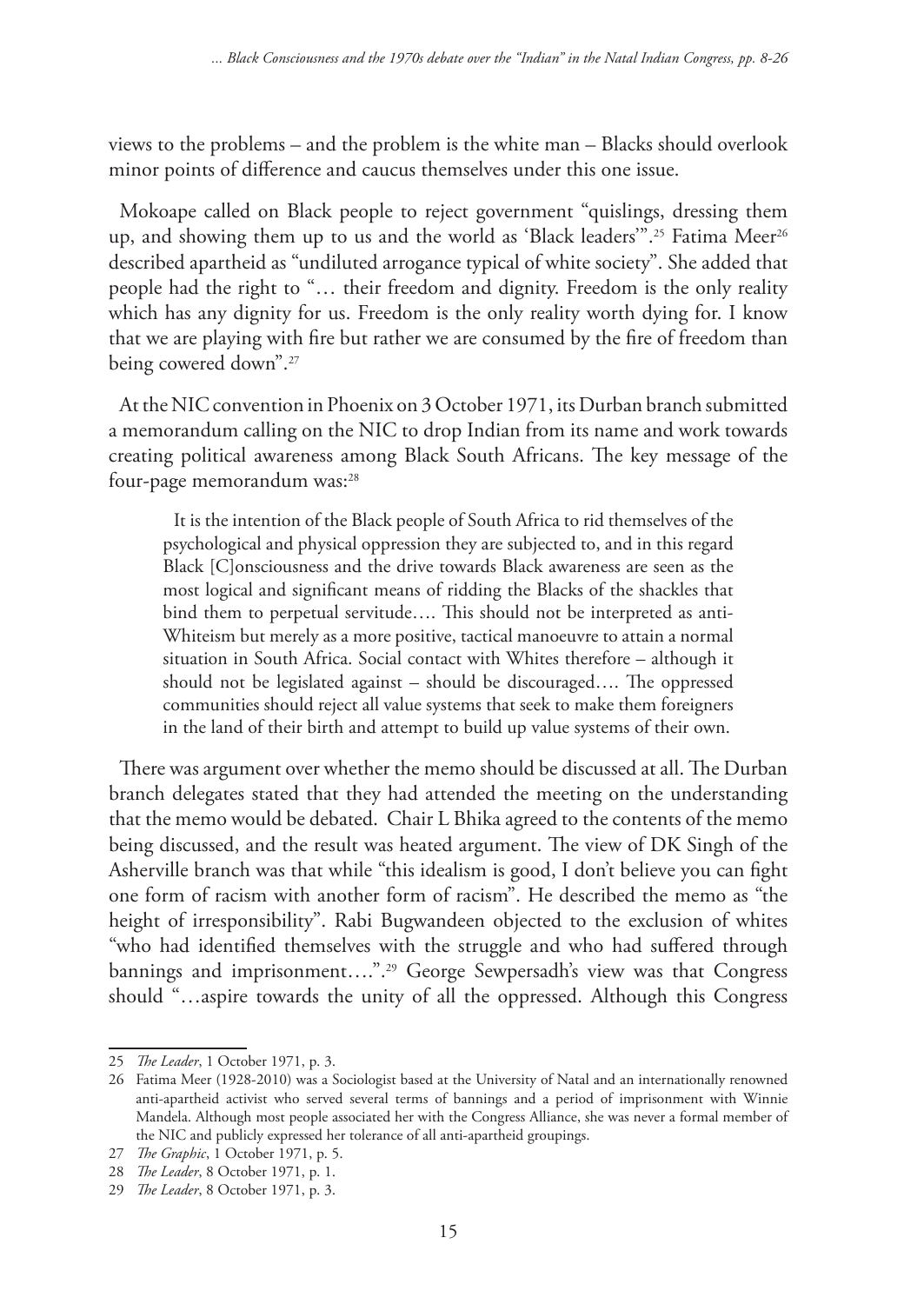views to the problems – and the problem is the white man – Blacks should overlook minor points of difference and caucus themselves under this one issue.

Mokoape called on Black people to reject government "quislings, dressing them up, and showing them up to us and the world as 'Black leaders'".[25] Fatima Meer[26] described apartheid as "undiluted arrogance typical of white society". She added that people had the right to "… their freedom and dignity. Freedom is the only reality which has any dignity for us. Freedom is the only reality worth dying for. I know that we are playing with fire but rather we are consumed by the fire of freedom than being cowered down".[27]

At the NIC convention in Phoenix on 3 October 1971, its Durban branch submitted a memorandum calling on the NIC to drop Indian from its name and work towards creating political awareness among Black South Africans. The key message of the four-page memorandum was:[28]

> It is the intention of the Black people of South Africa to rid themselves of the psychological and physical oppression they are subjected to, and in this regard Black [C]onsciousness and the drive towards Black awareness are seen as the most logical and significant means of ridding the Blacks of the shackles that bind them to perpetual servitude…. This should not be interpreted as anti-Whiteism but merely as a more positive, tactical manoeuvre to attain a normal situation in South Africa. Social contact with Whites therefore – although it should not be legislated against – should be discouraged…. The oppressed communities should reject all value systems that seek to make them foreigners in the land of their birth and attempt to build up value systems of their own.

There was argument over whether the memo should be discussed at all. The Durban branch delegates stated that they had attended the meeting on the understanding that the memo would be debated. Chair L Bhika agreed to the contents of the memo being discussed, and the result was heated argument. The view of DK Singh of the Asherville branch was that while "this idealism is good, I don't believe you can fight one form of racism with another form of racism". He described the memo as "the height of irresponsibility". Rabi Bugwandeen objected to the exclusion of whites "who had identified themselves with the struggle and who had suffered through bannings and imprisonment….".[29] George Sewpersadh's view was that Congress should "…aspire towards the unity of all the oppressed. Although this Congress

---

25 *The Leader*, 1 October 1971, p. 3.

26 Fatima Meer (1928-2010) was a Sociologist based at the University of Natal and an internationally renowned anti-apartheid activist who served several terms of bannings and a period of imprisonment with Winnie Mandela. Although most people associated her with the Congress Alliance, she was never a formal member of the NIC and publicly expressed her tolerance of all anti-apartheid groupings.

27 *The Graphic*, 1 October 1971, p. 5.

28 *The Leader*, 8 October 1971, p. 1.

29 *The Leader*, 8 October 1971, p. 3.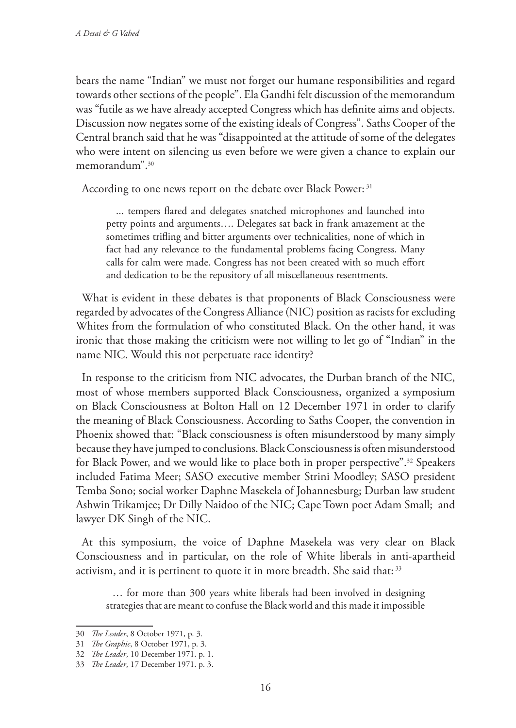bears the name "Indian" we must not forget our humane responsibilities and regard towards other sections of the people". Ela Gandhi felt discussion of the memorandum was "futile as we have already accepted Congress which has definite aims and objects. Discussion now negates some of the existing ideals of Congress". Saths Cooper of the Central branch said that he was "disappointed at the attitude of some of the delegates who were intent on silencing us even before we were given a chance to explain our memorandum".[30]

According to one news report on the debate over Black Power: [31]

> ... tempers flared and delegates snatched microphones and launched into petty points and arguments…. Delegates sat back in frank amazement at the sometimes trifling and bitter arguments over technicalities, none of which in fact had any relevance to the fundamental problems facing Congress. Many calls for calm were made. Congress has not been created with so much effort and dedication to be the repository of all miscellaneous resentments.

What is evident in these debates is that proponents of Black Consciousness were regarded by advocates of the Congress Alliance (NIC) position as racists for excluding Whites from the formulation of who constituted Black. On the other hand, it was ironic that those making the criticism were not willing to let go of "Indian" in the name NIC. Would this not perpetuate race identity?

In response to the criticism from NIC advocates, the Durban branch of the NIC, most of whose members supported Black Consciousness, organized a symposium on Black Consciousness at Bolton Hall on 12 December 1971 in order to clarify the meaning of Black Consciousness. According to Saths Cooper, the convention in Phoenix showed that: "Black consciousness is often misunderstood by many simply because they have jumped to conclusions. Black Consciousness is often misunderstood for Black Power, and we would like to place both in proper perspective".[32] Speakers included Fatima Meer; SASO executive member Strini Moodley; SASO president Temba Sono; social worker Daphne Masekela of Johannesburg; Durban law student Ashwin Trikamjee; Dr Dilly Naidoo of the NIC; Cape Town poet Adam Small; and lawyer DK Singh of the NIC.

At this symposium, the voice of Daphne Masekela was very clear on Black Consciousness and in particular, on the role of White liberals in anti-apartheid activism, and it is pertinent to quote it in more breadth. She said that: [33]

> … for more than 300 years white liberals had been involved in designing strategies that are meant to confuse the Black world and this made it impossible

---

30 *The Leader*, 8 October 1971, p. 3.

31 *The Graphic*, 8 October 1971, p. 3.

32 *The Leader*, 10 December 1971. p. 1.

33 *The Leader*, 17 December 1971. p. 3.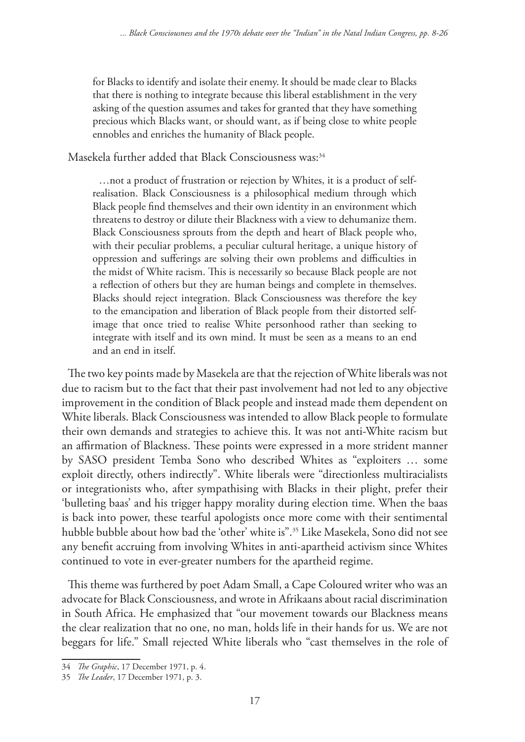> for Blacks to identify and isolate their enemy. It should be made clear to Blacks that there is nothing to integrate because this liberal establishment in the very asking of the question assumes and takes for granted that they have something precious which Blacks want, or should want, as if being close to white people ennobles and enriches the humanity of Black people.

Masekela further added that Black Consciousness was:[34]

> …not a product of frustration or rejection by Whites, it is a product of self-realisation. Black Consciousness is a philosophical medium through which Black people find themselves and their own identity in an environment which threatens to destroy or dilute their Blackness with a view to dehumanize them. Black Consciousness sprouts from the depth and heart of Black people who, with their peculiar problems, a peculiar cultural heritage, a unique history of oppression and sufferings are solving their own problems and difficulties in the midst of White racism. This is necessarily so because Black people are not a reflection of others but they are human beings and complete in themselves. Blacks should reject integration. Black Consciousness was therefore the key to the emancipation and liberation of Black people from their distorted self-image that once tried to realise White personhood rather than seeking to integrate with itself and its own mind. It must be seen as a means to an end and an end in itself.

The two key points made by Masekela are that the rejection of White liberals was not due to racism but to the fact that their past involvement had not led to any objective improvement in the condition of Black people and instead made them dependent on White liberals. Black Consciousness was intended to allow Black people to formulate their own demands and strategies to achieve this. It was not anti-White racism but an affirmation of Blackness. These points were expressed in a more strident manner by SASO president Temba Sono who described Whites as "exploiters … some exploit directly, others indirectly". White liberals were "directionless multiracialists or integrationists who, after sympathising with Blacks in their plight, prefer their 'bulleting baas' and his trigger happy morality during election time. When the baas is back into power, these tearful apologists once more come with their sentimental hubble bubble about how bad the 'other' white is".[35] Like Masekela, Sono did not see any benefit accruing from involving Whites in anti-apartheid activism since Whites continued to vote in ever-greater numbers for the apartheid regime.

This theme was furthered by poet Adam Small, a Cape Coloured writer who was an advocate for Black Consciousness, and wrote in Afrikaans about racial discrimination in South Africa. He emphasized that "our movement towards our Blackness means the clear realization that no one, no man, holds life in their hands for us. We are not beggars for life." Small rejected White liberals who "cast themselves in the role of

---

34 *The Graphic*, 17 December 1971, p. 4.

35 *The Leader*, 17 December 1971, p. 3.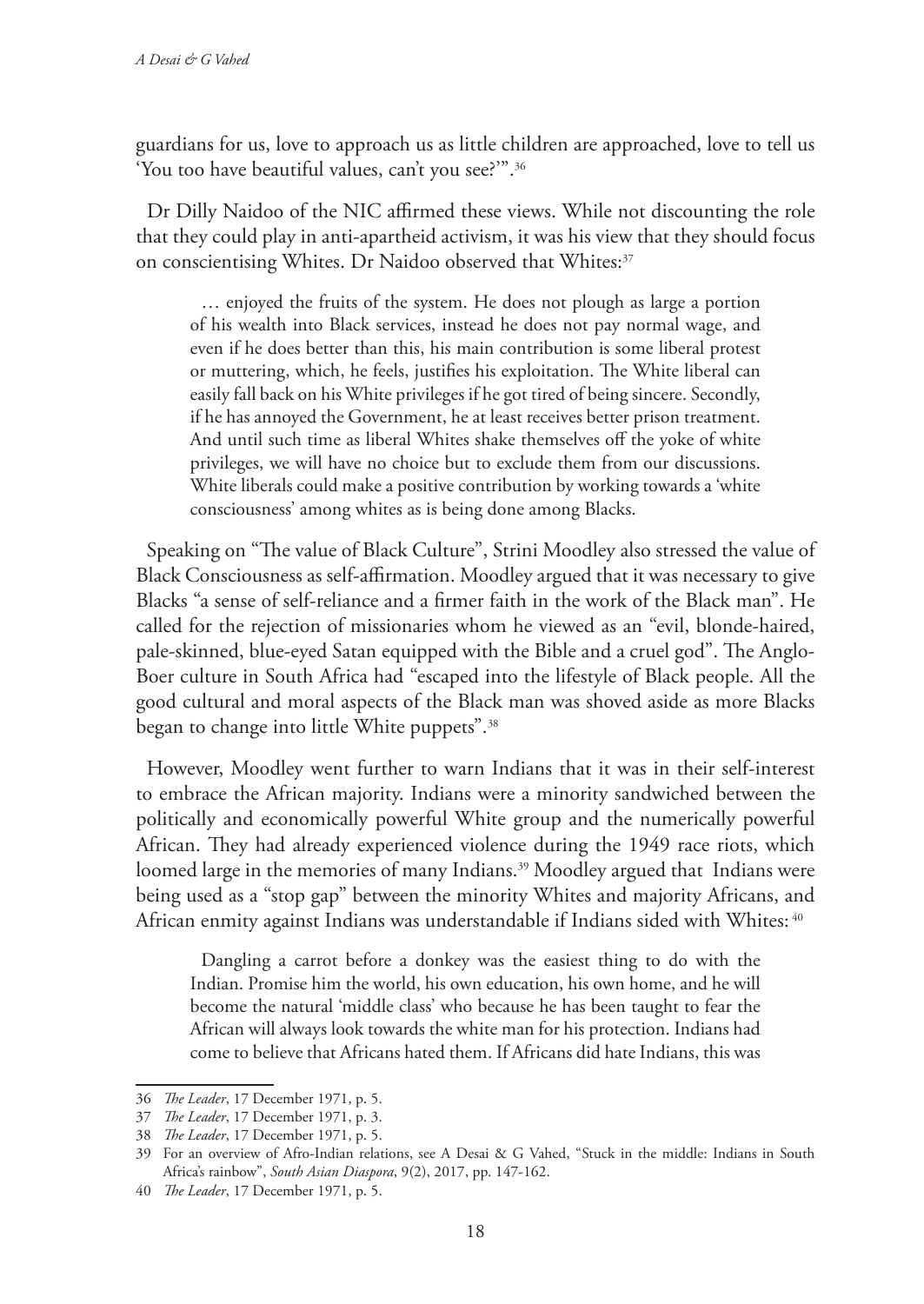guardians for us, love to approach us as little children are approached, love to tell us 'You too have beautiful values, can't you see?'".[36]

Dr Dilly Naidoo of the NIC affirmed these views. While not discounting the role that they could play in anti-apartheid activism, it was his view that they should focus on conscientising Whites. Dr Naidoo observed that Whites:[37]

> … enjoyed the fruits of the system. He does not plough as large a portion of his wealth into Black services, instead he does not pay normal wage, and even if he does better than this, his main contribution is some liberal protest or muttering, which, he feels, justifies his exploitation. The White liberal can easily fall back on his White privileges if he got tired of being sincere. Secondly, if he has annoyed the Government, he at least receives better prison treatment. And until such time as liberal Whites shake themselves off the yoke of white privileges, we will have no choice but to exclude them from our discussions. White liberals could make a positive contribution by working towards a 'white consciousness' among whites as is being done among Blacks.

Speaking on "The value of Black Culture", Strini Moodley also stressed the value of Black Consciousness as self-affirmation. Moodley argued that it was necessary to give Blacks "a sense of self-reliance and a firmer faith in the work of the Black man". He called for the rejection of missionaries whom he viewed as an "evil, blonde-haired, pale-skinned, blue-eyed Satan equipped with the Bible and a cruel god". The Anglo-Boer culture in South Africa had "escaped into the lifestyle of Black people. All the good cultural and moral aspects of the Black man was shoved aside as more Blacks began to change into little White puppets".[38]

However, Moodley went further to warn Indians that it was in their self-interest to embrace the African majority. Indians were a minority sandwiched between the politically and economically powerful White group and the numerically powerful African. They had already experienced violence during the 1949 race riots, which loomed large in the memories of many Indians.[39] Moodley argued that Indians were being used as a "stop gap" between the minority Whites and majority Africans, and African enmity against Indians was understandable if Indians sided with Whites:[40]

> Dangling a carrot before a donkey was the easiest thing to do with the Indian. Promise him the world, his own education, his own home, and he will become the natural 'middle class' who because he has been taught to fear the African will always look towards the white man for his protection. Indians had come to believe that Africans hated them. If Africans did hate Indians, this was

---

36 *The Leader*, 17 December 1971, p. 5.

37 *The Leader*, 17 December 1971, p. 3.

38 *The Leader*, 17 December 1971, p. 5.

39 For an overview of Afro-Indian relations, see A Desai & G Vahed, "Stuck in the middle: Indians in South Africa's rainbow", *South Asian Diaspora*, 9(2), 2017, pp. 147-162.

40 *The Leader*, 17 December 1971, p. 5.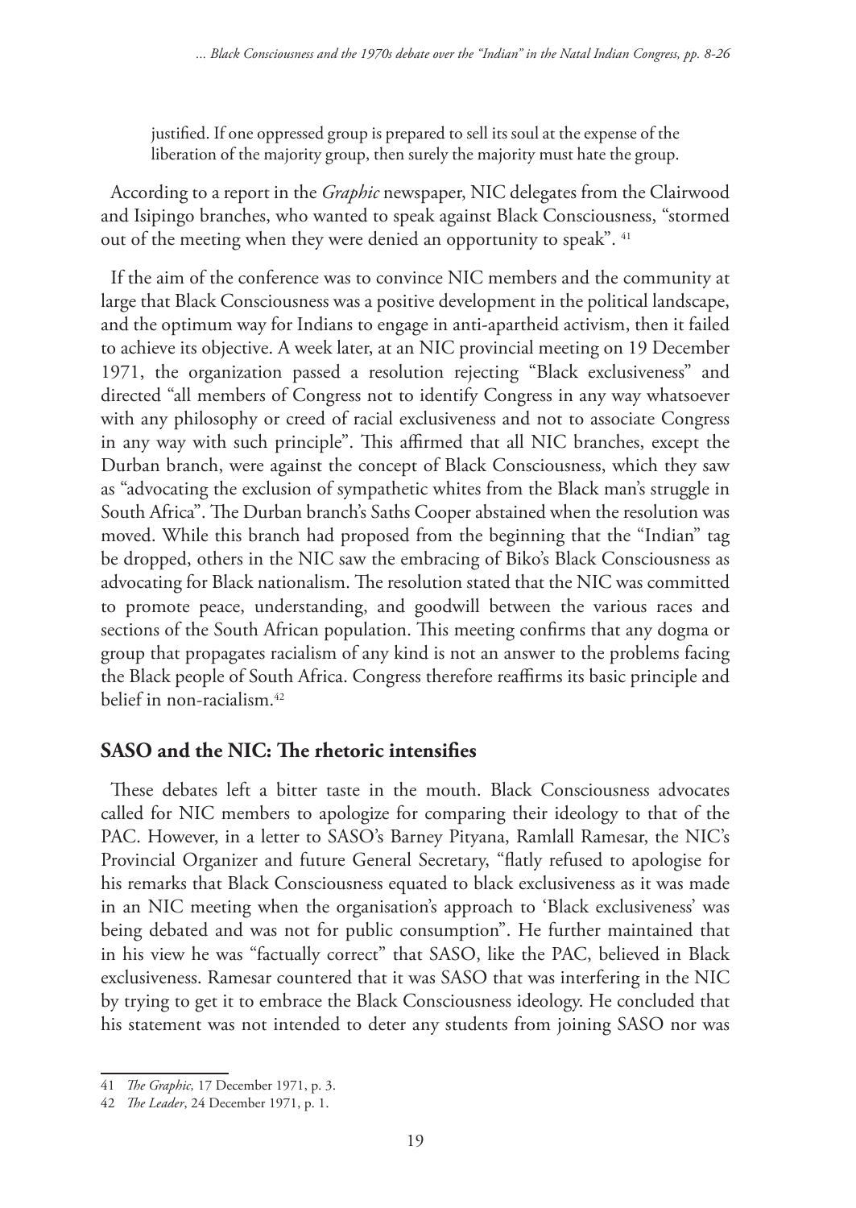> justified. If one oppressed group is prepared to sell its soul at the expense of the liberation of the majority group, then surely the majority must hate the group.

According to a report in the *Graphic* newspaper, NIC delegates from the Clairwood and Isipingo branches, who wanted to speak against Black Consciousness, "stormed out of the meeting when they were denied an opportunity to speak". [41]

If the aim of the conference was to convince NIC members and the community at large that Black Consciousness was a positive development in the political landscape, and the optimum way for Indians to engage in anti-apartheid activism, then it failed to achieve its objective. A week later, at an NIC provincial meeting on 19 December 1971, the organization passed a resolution rejecting "Black exclusiveness" and directed "all members of Congress not to identify Congress in any way whatsoever with any philosophy or creed of racial exclusiveness and not to associate Congress in any way with such principle". This affirmed that all NIC branches, except the Durban branch, were against the concept of Black Consciousness, which they saw as "advocating the exclusion of sympathetic whites from the Black man's struggle in South Africa". The Durban branch's Saths Cooper abstained when the resolution was moved. While this branch had proposed from the beginning that the "Indian" tag be dropped, others in the NIC saw the embracing of Biko's Black Consciousness as advocating for Black nationalism. The resolution stated that the NIC was committed to promote peace, understanding, and goodwill between the various races and sections of the South African population. This meeting confirms that any dogma or group that propagates racialism of any kind is not an answer to the problems facing the Black people of South Africa. Congress therefore reaffirms its basic principle and belief in non-racialism.[42]

## SASO and the NIC: The rhetoric intensifies

These debates left a bitter taste in the mouth. Black Consciousness advocates called for NIC members to apologize for comparing their ideology to that of the PAC. However, in a letter to SASO's Barney Pityana, Ramlall Ramesar, the NIC's Provincial Organizer and future General Secretary, "flatly refused to apologise for his remarks that Black Consciousness equated to black exclusiveness as it was made in an NIC meeting when the organisation's approach to 'Black exclusiveness' was being debated and was not for public consumption". He further maintained that in his view he was "factually correct" that SASO, like the PAC, believed in Black exclusiveness. Ramesar countered that it was SASO that was interfering in the NIC by trying to get it to embrace the Black Consciousness ideology. He concluded that his statement was not intended to deter any students from joining SASO nor was

---

41 *The Graphic*, 17 December 1971, p. 3.

42 *The Leader*, 24 December 1971, p. 1.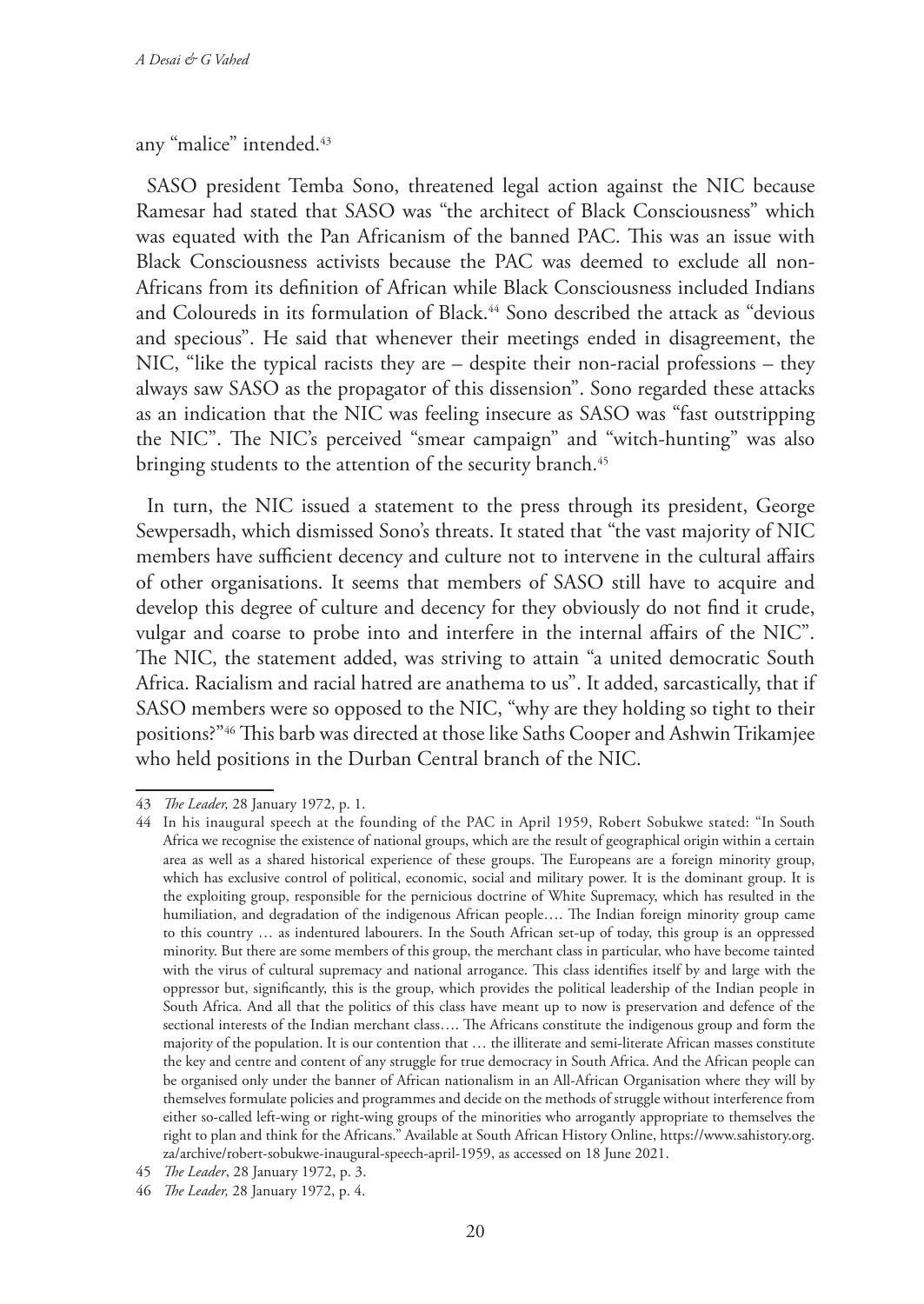any "malice" intended.[43]

SASO president Temba Sono, threatened legal action against the NIC because Ramesar had stated that SASO was "the architect of Black Consciousness" which was equated with the Pan Africanism of the banned PAC. This was an issue with Black Consciousness activists because the PAC was deemed to exclude all non-Africans from its definition of African while Black Consciousness included Indians and Coloureds in its formulation of Black.[44] Sono described the attack as "devious and specious". He said that whenever their meetings ended in disagreement, the NIC, "like the typical racists they are – despite their non-racial professions – they always saw SASO as the propagator of this dissension". Sono regarded these attacks as an indication that the NIC was feeling insecure as SASO was "fast outstripping the NIC". The NIC's perceived "smear campaign" and "witch-hunting" was also bringing students to the attention of the security branch.[45]

In turn, the NIC issued a statement to the press through its president, George Sewpersadh, which dismissed Sono's threats. It stated that "the vast majority of NIC members have sufficient decency and culture not to intervene in the cultural affairs of other organisations. It seems that members of SASO still have to acquire and develop this degree of culture and decency for they obviously do not find it crude, vulgar and coarse to probe into and interfere in the internal affairs of the NIC". The NIC, the statement added, was striving to attain "a united democratic South Africa. Racialism and racial hatred are anathema to us". It added, sarcastically, that if SASO members were so opposed to the NIC, "why are they holding so tight to their positions?"[46] This barb was directed at those like Saths Cooper and Ashwin Trikamjee who held positions in the Durban Central branch of the NIC.

---

43 *The Leader,* 28 January 1972, p. 1.

44 In his inaugural speech at the founding of the PAC in April 1959, Robert Sobukwe stated: "In South Africa we recognise the existence of national groups, which are the result of geographical origin within a certain area as well as a shared historical experience of these groups. The Europeans are a foreign minority group, which has exclusive control of political, economic, social and military power. It is the dominant group. It is the exploiting group, responsible for the pernicious doctrine of White Supremacy, which has resulted in the humiliation, and degradation of the indigenous African people…. The Indian foreign minority group came to this country … as indentured labourers. In the South African set-up of today, this group is an oppressed minority. But there are some members of this group, the merchant class in particular, who have become tainted with the virus of cultural supremacy and national arrogance. This class identifies itself by and large with the oppressor but, significantly, this is the group, which provides the political leadership of the Indian people in South Africa. And all that the politics of this class have meant up to now is preservation and defence of the sectional interests of the Indian merchant class…. The Africans constitute the indigenous group and form the majority of the population. It is our contention that … the illiterate and semi-literate African masses constitute the key and centre and content of any struggle for true democracy in South Africa. And the African people can be organised only under the banner of African nationalism in an All-African Organisation where they will by themselves formulate policies and programmes and decide on the methods of struggle without interference from either so-called left-wing or right-wing groups of the minorities who arrogantly appropriate to themselves the right to plan and think for the Africans." Available at South African History Online, https://www.sahistory.org.za/archive/robert-sobukwe-inaugural-speech-april-1959, as accessed on 18 June 2021.

45 *The Leader*, 28 January 1972, p. 3.

46 *The Leader,* 28 January 1972, p. 4.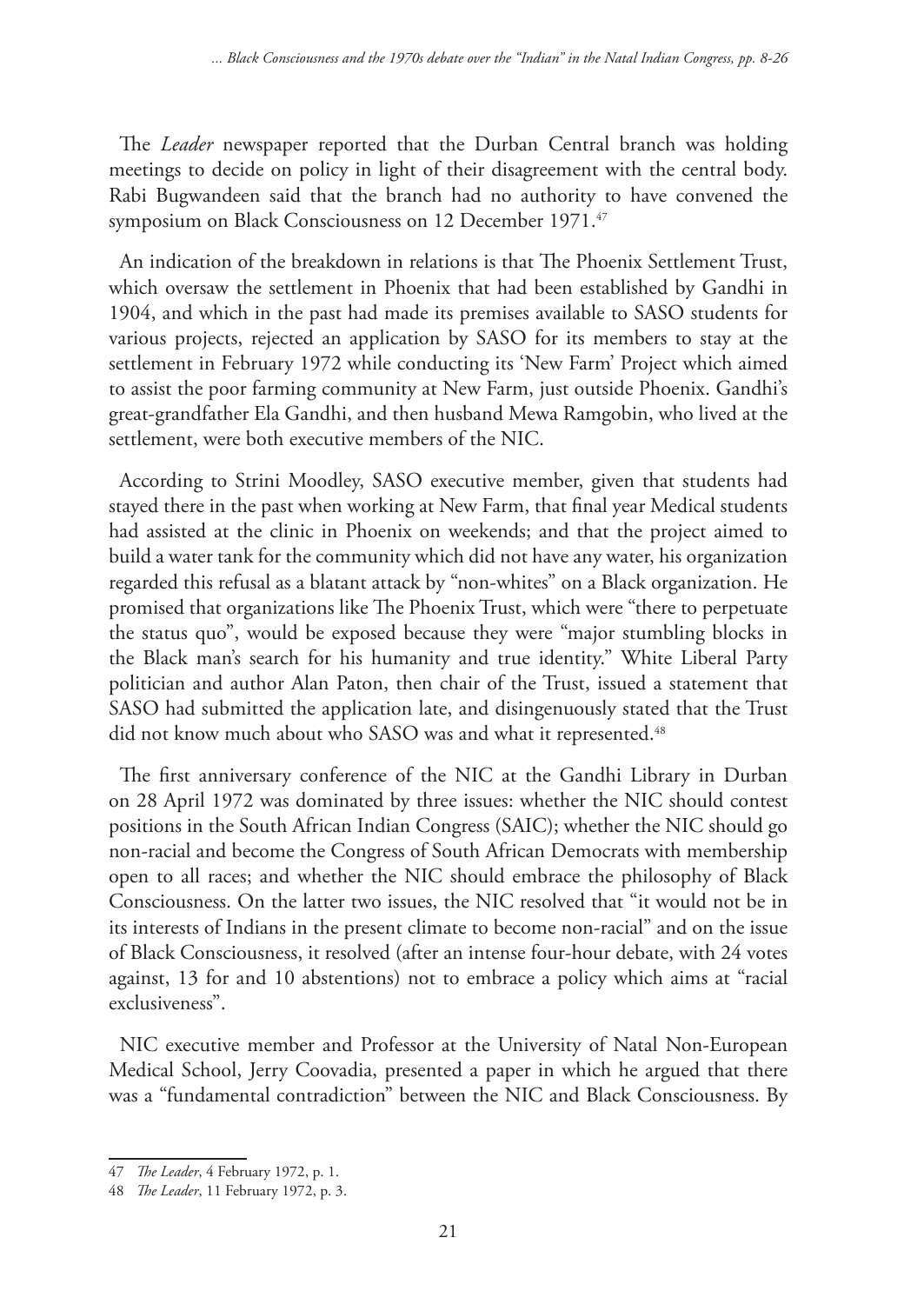The *Leader* newspaper reported that the Durban Central branch was holding meetings to decide on policy in light of their disagreement with the central body. Rabi Bugwandeen said that the branch had no authority to have convened the symposium on Black Consciousness on 12 December 1971.[47]

An indication of the breakdown in relations is that The Phoenix Settlement Trust, which oversaw the settlement in Phoenix that had been established by Gandhi in 1904, and which in the past had made its premises available to SASO students for various projects, rejected an application by SASO for its members to stay at the settlement in February 1972 while conducting its 'New Farm' Project which aimed to assist the poor farming community at New Farm, just outside Phoenix. Gandhi's great-grandfather Ela Gandhi, and then husband Mewa Ramgobin, who lived at the settlement, were both executive members of the NIC.

According to Strini Moodley, SASO executive member, given that students had stayed there in the past when working at New Farm, that final year Medical students had assisted at the clinic in Phoenix on weekends; and that the project aimed to build a water tank for the community which did not have any water, his organization regarded this refusal as a blatant attack by "non-whites" on a Black organization. He promised that organizations like The Phoenix Trust, which were "there to perpetuate the status quo", would be exposed because they were "major stumbling blocks in the Black man's search for his humanity and true identity." White Liberal Party politician and author Alan Paton, then chair of the Trust, issued a statement that SASO had submitted the application late, and disingenuously stated that the Trust did not know much about who SASO was and what it represented.[48]

The first anniversary conference of the NIC at the Gandhi Library in Durban on 28 April 1972 was dominated by three issues: whether the NIC should contest positions in the South African Indian Congress (SAIC); whether the NIC should go non-racial and become the Congress of South African Democrats with membership open to all races; and whether the NIC should embrace the philosophy of Black Consciousness. On the latter two issues, the NIC resolved that "it would not be in its interests of Indians in the present climate to become non-racial" and on the issue of Black Consciousness, it resolved (after an intense four-hour debate, with 24 votes against, 13 for and 10 abstentions) not to embrace a policy which aims at "racial exclusiveness".

NIC executive member and Professor at the University of Natal Non-European Medical School, Jerry Coovadia, presented a paper in which he argued that there was a "fundamental contradiction" between the NIC and Black Consciousness. By

---

47 *The Leader*, 4 February 1972, p. 1.

48 *The Leader*, 11 February 1972, p. 3.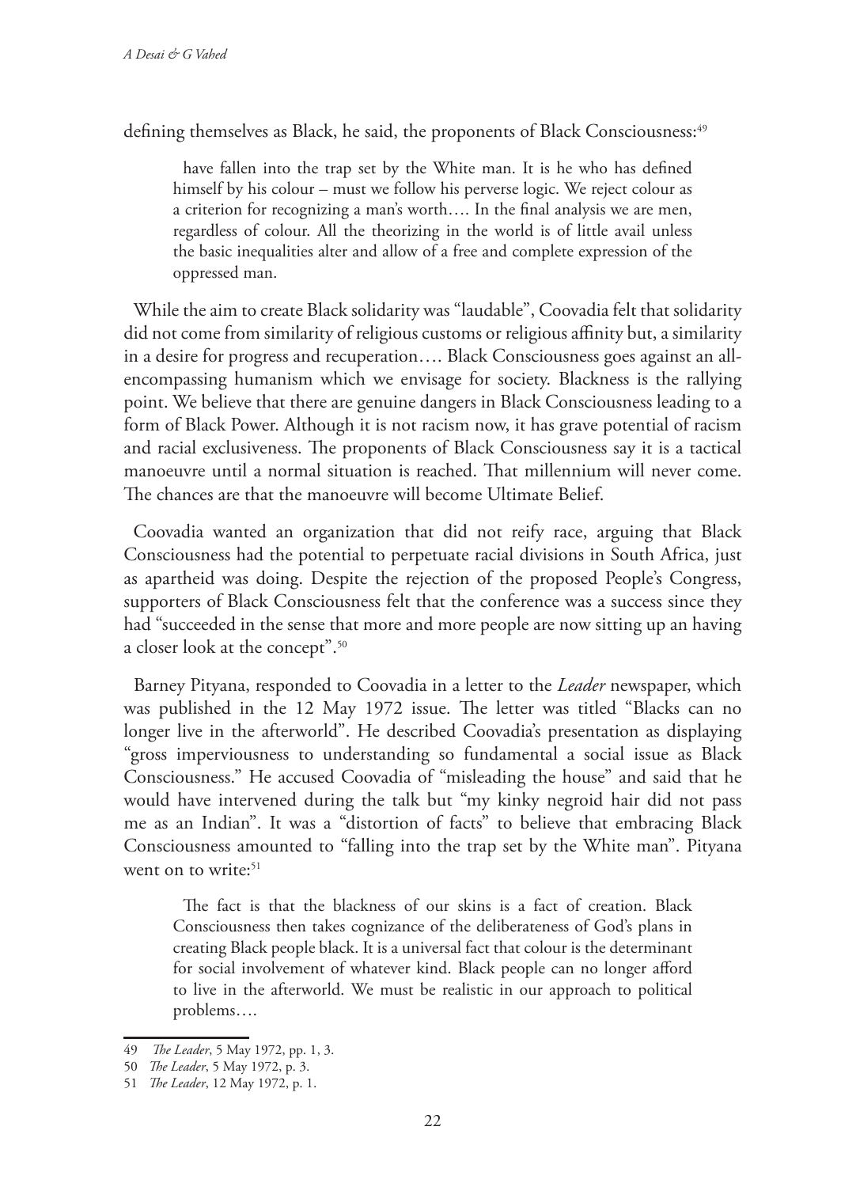defining themselves as Black, he said, the proponents of Black Consciousness:[49]

> have fallen into the trap set by the White man. It is he who has defined himself by his colour – must we follow his perverse logic. We reject colour as a criterion for recognizing a man's worth…. In the final analysis we are men, regardless of colour. All the theorizing in the world is of little avail unless the basic inequalities alter and allow of a free and complete expression of the oppressed man.

While the aim to create Black solidarity was "laudable", Coovadia felt that solidarity did not come from similarity of religious customs or religious affinity but, a similarity in a desire for progress and recuperation…. Black Consciousness goes against an all-encompassing humanism which we envisage for society. Blackness is the rallying point. We believe that there are genuine dangers in Black Consciousness leading to a form of Black Power. Although it is not racism now, it has grave potential of racism and racial exclusiveness. The proponents of Black Consciousness say it is a tactical manoeuvre until a normal situation is reached. That millennium will never come. The chances are that the manoeuvre will become Ultimate Belief.

Coovadia wanted an organization that did not reify race, arguing that Black Consciousness had the potential to perpetuate racial divisions in South Africa, just as apartheid was doing. Despite the rejection of the proposed People's Congress, supporters of Black Consciousness felt that the conference was a success since they had "succeeded in the sense that more and more people are now sitting up an having a closer look at the concept".[50]

Barney Pityana, responded to Coovadia in a letter to the *Leader* newspaper, which was published in the 12 May 1972 issue. The letter was titled "Blacks can no longer live in the afterworld". He described Coovadia's presentation as displaying "gross imperviousness to understanding so fundamental a social issue as Black Consciousness." He accused Coovadia of "misleading the house" and said that he would have intervened during the talk but "my kinky negroid hair did not pass me as an Indian". It was a "distortion of facts" to believe that embracing Black Consciousness amounted to "falling into the trap set by the White man". Pityana went on to write:[51]

> The fact is that the blackness of our skins is a fact of creation. Black Consciousness then takes cognizance of the deliberateness of God's plans in creating Black people black. It is a universal fact that colour is the determinant for social involvement of whatever kind. Black people can no longer afford to live in the afterworld. We must be realistic in our approach to political problems….

---

49 *The Leader*, 5 May 1972, pp. 1, 3.

50 *The Leader*, 5 May 1972, p. 3.

51 *The Leader*, 12 May 1972, p. 1.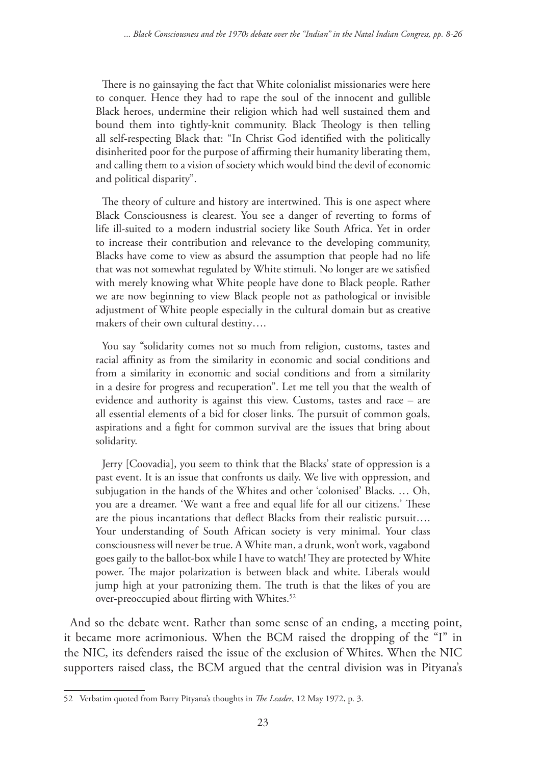> There is no gainsaying the fact that White colonialist missionaries were here to conquer. Hence they had to rape the soul of the innocent and gullible Black heroes, undermine their religion which had well sustained them and bound them into tightly-knit community. Black Theology is then telling all self-respecting Black that: "In Christ God identified with the politically disinherited poor for the purpose of affirming their humanity liberating them, and calling them to a vision of society which would bind the devil of economic and political disparity".
>
> The theory of culture and history are intertwined. This is one aspect where Black Consciousness is clearest. You see a danger of reverting to forms of life ill-suited to a modern industrial society like South Africa. Yet in order to increase their contribution and relevance to the developing community, Blacks have come to view as absurd the assumption that people had no life that was not somewhat regulated by White stimuli. No longer are we satisfied with merely knowing what White people have done to Black people. Rather we are now beginning to view Black people not as pathological or invisible adjustment of White people especially in the cultural domain but as creative makers of their own cultural destiny….
>
> You say "solidarity comes not so much from religion, customs, tastes and racial affinity as from the similarity in economic and social conditions and from a similarity in economic and social conditions and from a similarity in a desire for progress and recuperation". Let me tell you that the wealth of evidence and authority is against this view. Customs, tastes and race – are all essential elements of a bid for closer links. The pursuit of common goals, aspirations and a fight for common survival are the issues that bring about solidarity.
>
> Jerry [Coovadia], you seem to think that the Blacks' state of oppression is a past event. It is an issue that confronts us daily. We live with oppression, and subjugation in the hands of the Whites and other 'colonised' Blacks. … Oh, you are a dreamer. 'We want a free and equal life for all our citizens.' These are the pious incantations that deflect Blacks from their realistic pursuit…. Your understanding of South African society is very minimal. Your class consciousness will never be true. A White man, a drunk, won't work, vagabond goes gaily to the ballot-box while I have to watch! They are protected by White power. The major polarization is between black and white. Liberals would jump high at your patronizing them. The truth is that the likes of you are over-preoccupied about flirting with Whites.[52]

And so the debate went. Rather than some sense of an ending, a meeting point, it became more acrimonious. When the BCM raised the dropping of the "I" in the NIC, its defenders raised the issue of the exclusion of Whites. When the NIC supporters raised class, the BCM argued that the central division was in Pityana's

---

52 Verbatim quoted from Barry Pityana's thoughts in *The Leader*, 12 May 1972, p. 3.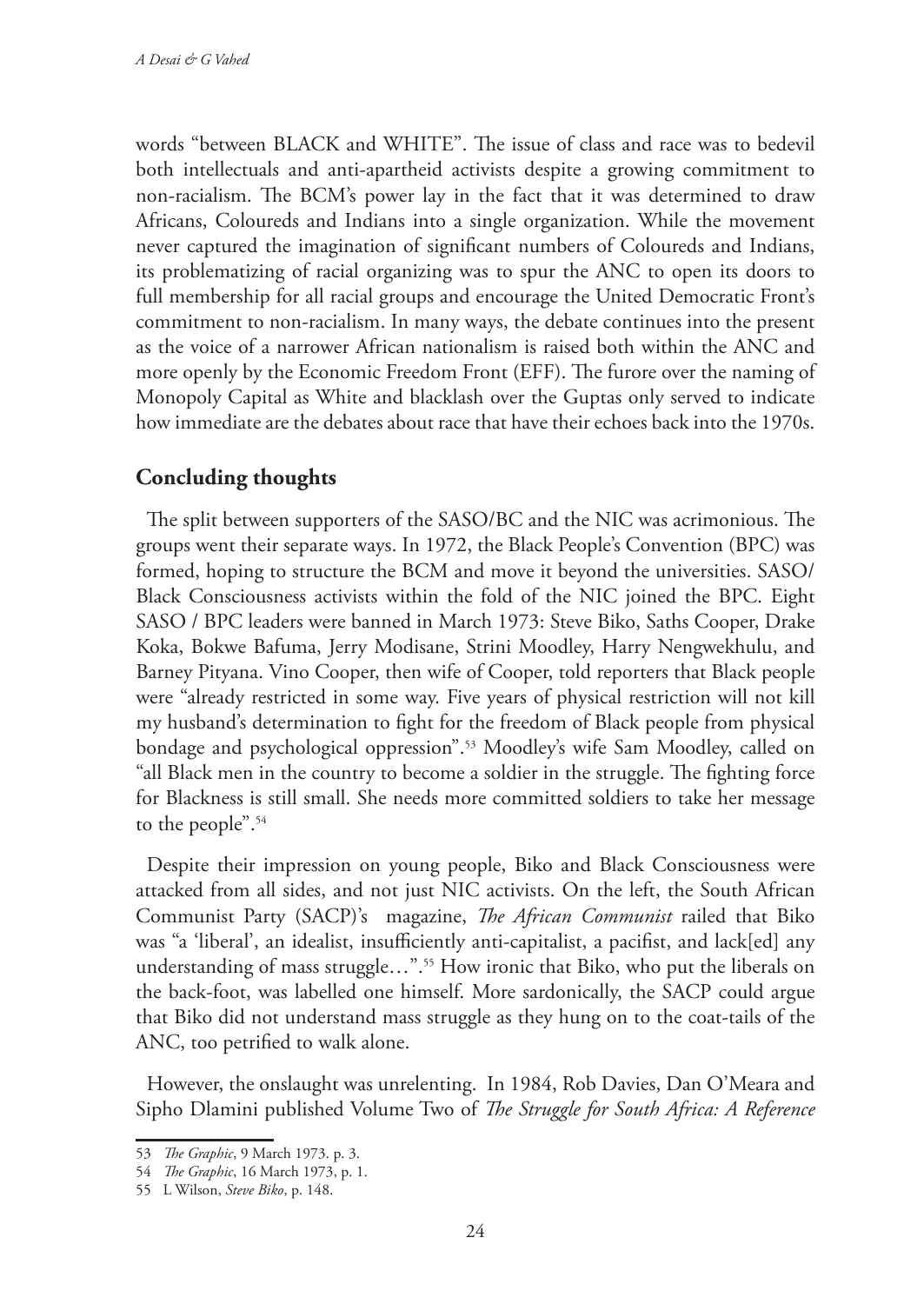words "between BLACK and WHITE". The issue of class and race was to bedevil both intellectuals and anti-apartheid activists despite a growing commitment to non-racialism. The BCM's power lay in the fact that it was determined to draw Africans, Coloureds and Indians into a single organization. While the movement never captured the imagination of significant numbers of Coloureds and Indians, its problematizing of racial organizing was to spur the ANC to open its doors to full membership for all racial groups and encourage the United Democratic Front's commitment to non-racialism. In many ways, the debate continues into the present as the voice of a narrower African nationalism is raised both within the ANC and more openly by the Economic Freedom Front (EFF). The furore over the naming of Monopoly Capital as White and blacklash over the Guptas only served to indicate how immediate are the debates about race that have their echoes back into the 1970s.

## Concluding thoughts

The split between supporters of the SASO/BC and the NIC was acrimonious. The groups went their separate ways. In 1972, the Black People's Convention (BPC) was formed, hoping to structure the BCM and move it beyond the universities. SASO/ Black Consciousness activists within the fold of the NIC joined the BPC. Eight SASO / BPC leaders were banned in March 1973: Steve Biko, Saths Cooper, Drake Koka, Bokwe Bafuma, Jerry Modisane, Strini Moodley, Harry Nengwekhulu, and Barney Pityana. Vino Cooper, then wife of Cooper, told reporters that Black people were "already restricted in some way. Five years of physical restriction will not kill my husband's determination to fight for the freedom of Black people from physical bondage and psychological oppression".[53] Moodley's wife Sam Moodley, called on "all Black men in the country to become a soldier in the struggle. The fighting force for Blackness is still small. She needs more committed soldiers to take her message to the people".[54]

Despite their impression on young people, Biko and Black Consciousness were attacked from all sides, and not just NIC activists. On the left, the South African Communist Party (SACP)'s magazine, *The African Communist* railed that Biko was "a 'liberal', an idealist, insufficiently anti-capitalist, a pacifist, and lack[ed] any understanding of mass struggle…".[55] How ironic that Biko, who put the liberals on the back-foot, was labelled one himself. More sardonically, the SACP could argue that Biko did not understand mass struggle as they hung on to the coat-tails of the ANC, too petrified to walk alone.

However, the onslaught was unrelenting. In 1984, Rob Davies, Dan O'Meara and Sipho Dlamini published Volume Two of *The Struggle for South Africa: A Reference*

---

53 *The Graphic*, 9 March 1973. p. 3.

54 *The Graphic*, 16 March 1973, p. 1.

55 L Wilson, *Steve Biko*, p. 148.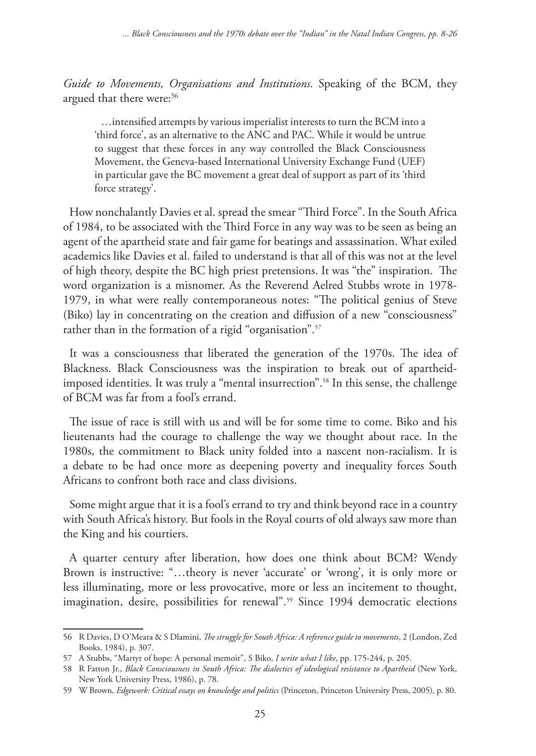*Guide to Movements, Organisations and Institutions*. Speaking of the BCM, they argued that there were:[56]

> …intensified attempts by various imperialist interests to turn the BCM into a 'third force', as an alternative to the ANC and PAC. While it would be untrue to suggest that these forces in any way controlled the Black Consciousness Movement, the Geneva-based International University Exchange Fund (UEF) in particular gave the BC movement a great deal of support as part of its 'third force strategy'.

How nonchalantly Davies et al. spread the smear "Third Force". In the South Africa of 1984, to be associated with the Third Force in any way was to be seen as being an agent of the apartheid state and fair game for beatings and assassination. What exiled academics like Davies et al. failed to understand is that all of this was not at the level of high theory, despite the BC high priest pretensions. It was "the" inspiration. The word organization is a misnomer. As the Reverend Aelred Stubbs wrote in 1978-1979, in what were really contemporaneous notes: "The political genius of Steve (Biko) lay in concentrating on the creation and diffusion of a new "consciousness" rather than in the formation of a rigid "organisation".[57]

It was a consciousness that liberated the generation of the 1970s. The idea of Blackness. Black Consciousness was the inspiration to break out of apartheid-imposed identities. It was truly a "mental insurrection".[58] In this sense, the challenge of BCM was far from a fool's errand.

The issue of race is still with us and will be for some time to come. Biko and his lieutenants had the courage to challenge the way we thought about race. In the 1980s, the commitment to Black unity folded into a nascent non-racialism. It is a debate to be had once more as deepening poverty and inequality forces South Africans to confront both race and class divisions.

Some might argue that it is a fool's errand to try and think beyond race in a country with South Africa's history. But fools in the Royal courts of old always saw more than the King and his courtiers.

A quarter century after liberation, how does one think about BCM? Wendy Brown is instructive: "…theory is never 'accurate' or 'wrong', it is only more or less illuminating, more or less provocative, more or less an incitement to thought, imagination, desire, possibilities for renewal".[59] Since 1994 democratic elections

---

56 R Davies, D O'Meara & S Dlamini, *The struggle for South Africa: A reference guide to movements*, 2 (London, Zed Books, 1984), p. 307.

57 A Stubbs, "Martyr of hope: A personal memoir", S Biko, *I write what I like*, pp. 175-244, p. 205.

58 R Fatton Jr., *Black Consciousness in South Africa: The dialectics of ideological resistance to Apartheid* (New York, New York University Press, 1986), p. 78.

59 W Brown, *Edgework: Critical essays on knowledge and politics* (Princeton, Princeton University Press, 2005), p. 80.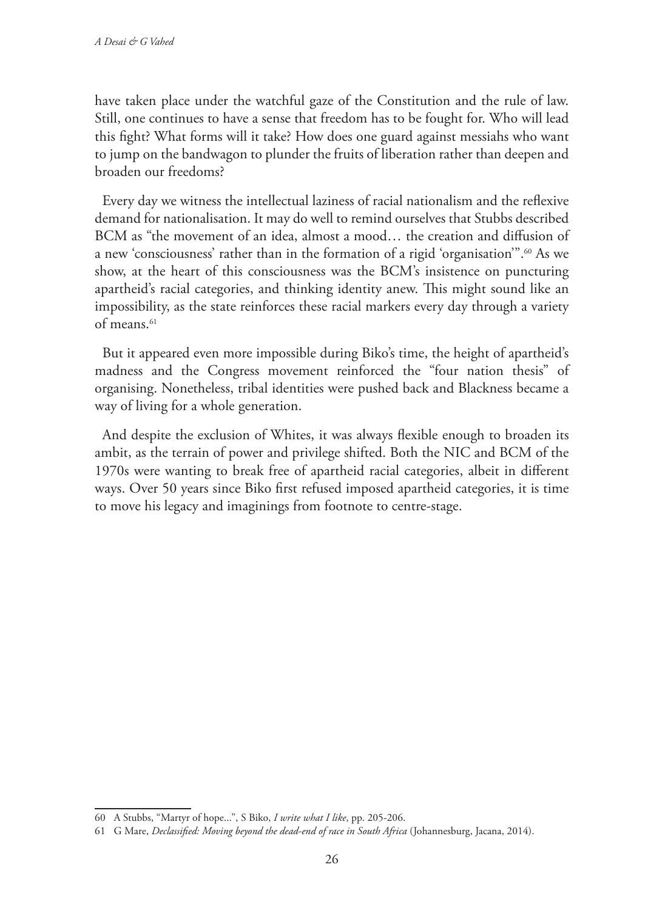have taken place under the watchful gaze of the Constitution and the rule of law. Still, one continues to have a sense that freedom has to be fought for. Who will lead this fight? What forms will it take? How does one guard against messiahs who want to jump on the bandwagon to plunder the fruits of liberation rather than deepen and broaden our freedoms?

Every day we witness the intellectual laziness of racial nationalism and the reflexive demand for nationalisation. It may do well to remind ourselves that Stubbs described BCM as "the movement of an idea, almost a mood… the creation and diffusion of a new 'consciousness' rather than in the formation of a rigid 'organisation'".[60] As we show, at the heart of this consciousness was the BCM's insistence on puncturing apartheid's racial categories, and thinking identity anew. This might sound like an impossibility, as the state reinforces these racial markers every day through a variety of means.[61]

But it appeared even more impossible during Biko's time, the height of apartheid's madness and the Congress movement reinforced the "four nation thesis" of organising. Nonetheless, tribal identities were pushed back and Blackness became a way of living for a whole generation.

And despite the exclusion of Whites, it was always flexible enough to broaden its ambit, as the terrain of power and privilege shifted. Both the NIC and BCM of the 1970s were wanting to break free of apartheid racial categories, albeit in different ways. Over 50 years since Biko first refused imposed apartheid categories, it is time to move his legacy and imaginings from footnote to centre-stage.

---

60 A Stubbs, "Martyr of hope...", S Biko, *I write what I like*, pp. 205-206.

61 G Mare, *Declassified: Moving beyond the dead-end of race in South Africa* (Johannesburg, Jacana, 2014).